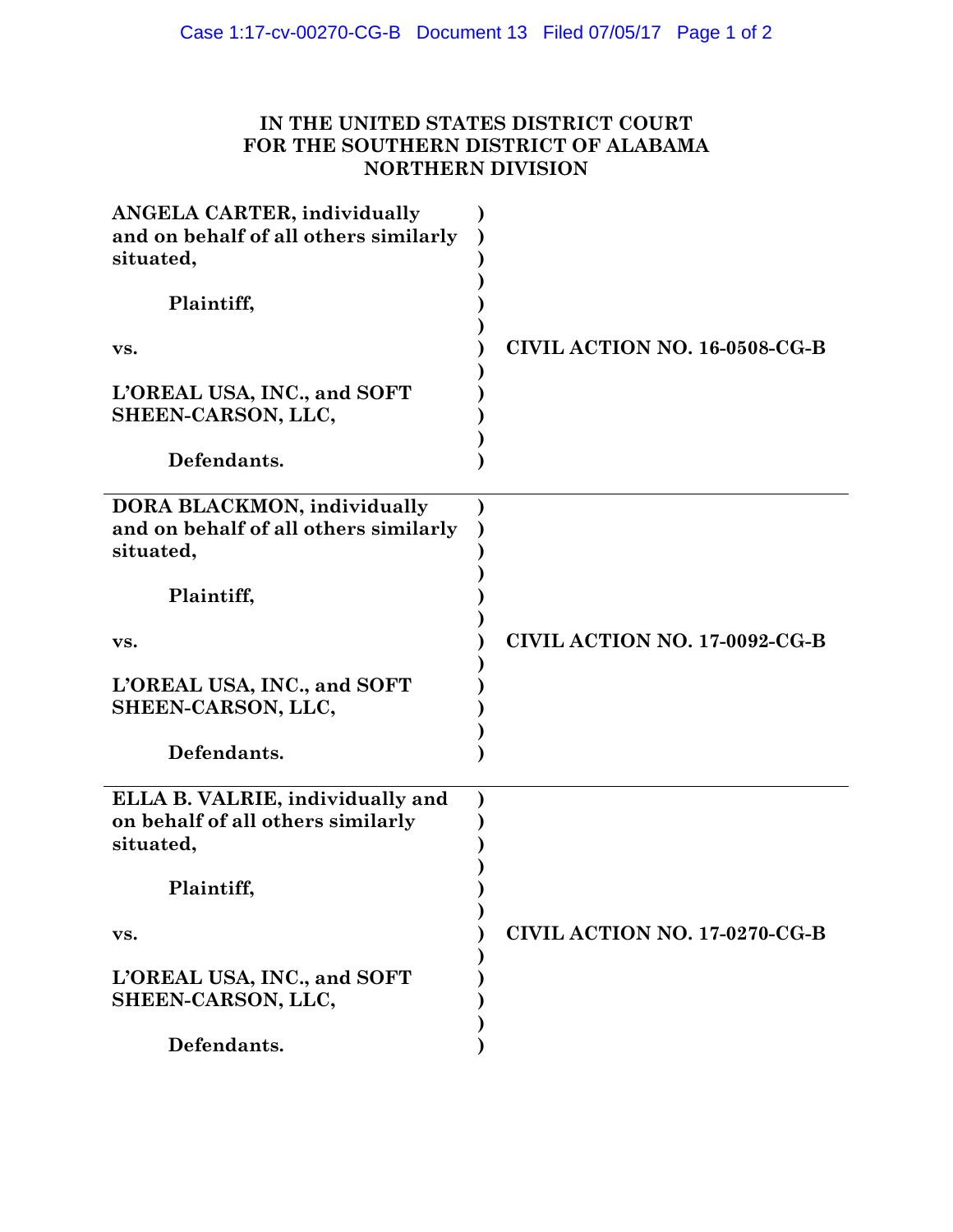**IN THE UNITED STATES DISTRICT COURT**
**FOR THE SOUTHERN DISTRICT OF ALABAMA**
**NORTHERN DIVISION**

| | | |
|---|---|---|
| **ANGELA CARTER, individually and on behalf of all others similarly situated,** | ) | |
| **Plaintiff,** | ) | |
| **vs.** | ) | **CIVIL ACTION NO. 16-0508-CG-B** |
| **L'OREAL USA, INC., and SOFT SHEEN-CARSON, LLC,** | ) | |
| **Defendants.** | ) | |
| **DORA BLACKMON, individually and on behalf of all others similarly situated,** | ) | |
| **Plaintiff,** | ) | |
| **vs.** | ) | **CIVIL ACTION NO. 17-0092-CG-B** |
| **L'OREAL USA, INC., and SOFT SHEEN-CARSON, LLC,** | ) | |
| **Defendants.** | ) | |
| **ELLA B. VALRIE, individually and on behalf of all others similarly situated,** | ) | |
| **Plaintiff,** | ) | |
| **vs.** | ) | **CIVIL ACTION NO. 17-0270-CG-B** |
| **L'OREAL USA, INC., and SOFT SHEEN-CARSON, LLC,** | ) | |
| **Defendants.** | ) | |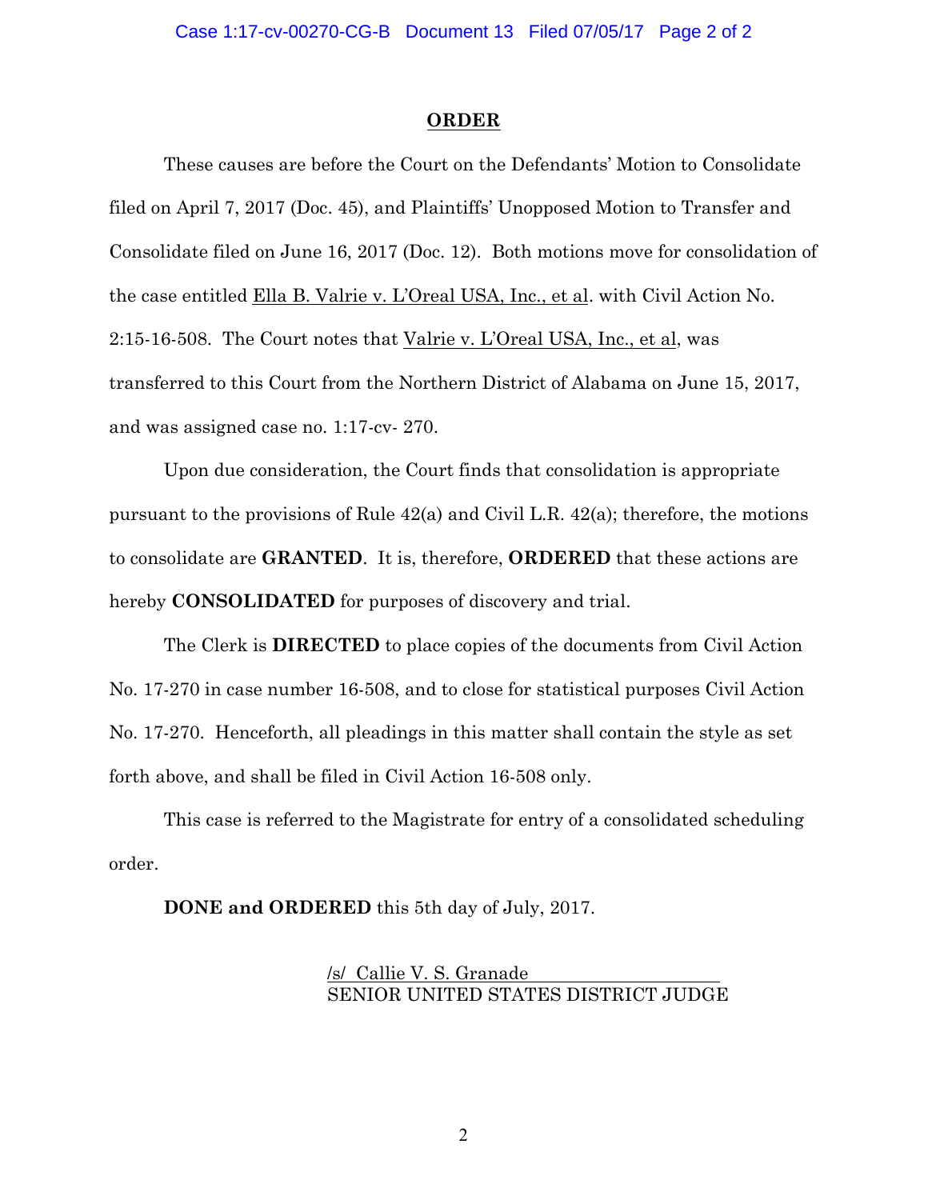# ORDER

These causes are before the Court on the Defendants' Motion to Consolidate filed on April 7, 2017 (Doc. 45), and Plaintiffs' Unopposed Motion to Transfer and Consolidate filed on June 16, 2017 (Doc. 12). Both motions move for consolidation of the case entitled Ella B. Valrie v. L'Oreal USA, Inc., et al. with Civil Action No. 2:15-16-508. The Court notes that Valrie v. L'Oreal USA, Inc., et al, was transferred to this Court from the Northern District of Alabama on June 15, 2017, and was assigned case no. 1:17-cv- 270.

Upon due consideration, the Court finds that consolidation is appropriate pursuant to the provisions of Rule 42(a) and Civil L.R. 42(a); therefore, the motions to consolidate are **GRANTED**. It is, therefore, **ORDERED** that these actions are hereby **CONSOLIDATED** for purposes of discovery and trial.

The Clerk is **DIRECTED** to place copies of the documents from Civil Action No. 17-270 in case number 16-508, and to close for statistical purposes Civil Action No. 17-270. Henceforth, all pleadings in this matter shall contain the style as set forth above, and shall be filed in Civil Action 16-508 only.

This case is referred to the Magistrate for entry of a consolidated scheduling order.

**DONE and ORDERED** this 5th day of July, 2017.

/s/ Callie V. S. Granade
SENIOR UNITED STATES DISTRICT JUDGE